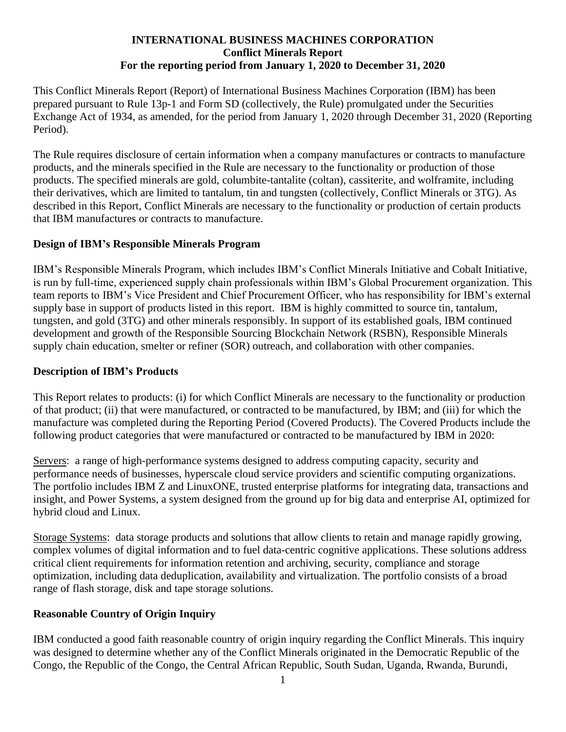# INTERNATIONAL BUSINESS MACHINES CORPORATION
## Conflict Minerals Report
## For the reporting period from January 1, 2020 to December 31, 2020

This Conflict Minerals Report (Report) of International Business Machines Corporation (IBM) has been prepared pursuant to Rule 13p-1 and Form SD (collectively, the Rule) promulgated under the Securities Exchange Act of 1934, as amended, for the period from January 1, 2020 through December 31, 2020 (Reporting Period).

The Rule requires disclosure of certain information when a company manufactures or contracts to manufacture products, and the minerals specified in the Rule are necessary to the functionality or production of those products. The specified minerals are gold, columbite-tantalite (coltan), cassiterite, and wolframite, including their derivatives, which are limited to tantalum, tin and tungsten (collectively, Conflict Minerals or 3TG). As described in this Report, Conflict Minerals are necessary to the functionality or production of certain products that IBM manufactures or contracts to manufacture.

### Design of IBM's Responsible Minerals Program

IBM's Responsible Minerals Program, which includes IBM's Conflict Minerals Initiative and Cobalt Initiative, is run by full-time, experienced supply chain professionals within IBM's Global Procurement organization. This team reports to IBM's Vice President and Chief Procurement Officer, who has responsibility for IBM's external supply base in support of products listed in this report. IBM is highly committed to source tin, tantalum, tungsten, and gold (3TG) and other minerals responsibly. In support of its established goals, IBM continued development and growth of the Responsible Sourcing Blockchain Network (RSBN), Responsible Minerals supply chain education, smelter or refiner (SOR) outreach, and collaboration with other companies.

### Description of IBM's Products

This Report relates to products: (i) for which Conflict Minerals are necessary to the functionality or production of that product; (ii) that were manufactured, or contracted to be manufactured, by IBM; and (iii) for which the manufacture was completed during the Reporting Period (Covered Products). The Covered Products include the following product categories that were manufactured or contracted to be manufactured by IBM in 2020:

Servers: a range of high-performance systems designed to address computing capacity, security and performance needs of businesses, hyperscale cloud service providers and scientific computing organizations. The portfolio includes IBM Z and LinuxONE, trusted enterprise platforms for integrating data, transactions and insight, and Power Systems, a system designed from the ground up for big data and enterprise AI, optimized for hybrid cloud and Linux.

Storage Systems: data storage products and solutions that allow clients to retain and manage rapidly growing, complex volumes of digital information and to fuel data-centric cognitive applications. These solutions address critical client requirements for information retention and archiving, security, compliance and storage optimization, including data deduplication, availability and virtualization. The portfolio consists of a broad range of flash storage, disk and tape storage solutions.

### Reasonable Country of Origin Inquiry

IBM conducted a good faith reasonable country of origin inquiry regarding the Conflict Minerals. This inquiry was designed to determine whether any of the Conflict Minerals originated in the Democratic Republic of the Congo, the Republic of the Congo, the Central African Republic, South Sudan, Uganda, Rwanda, Burundi,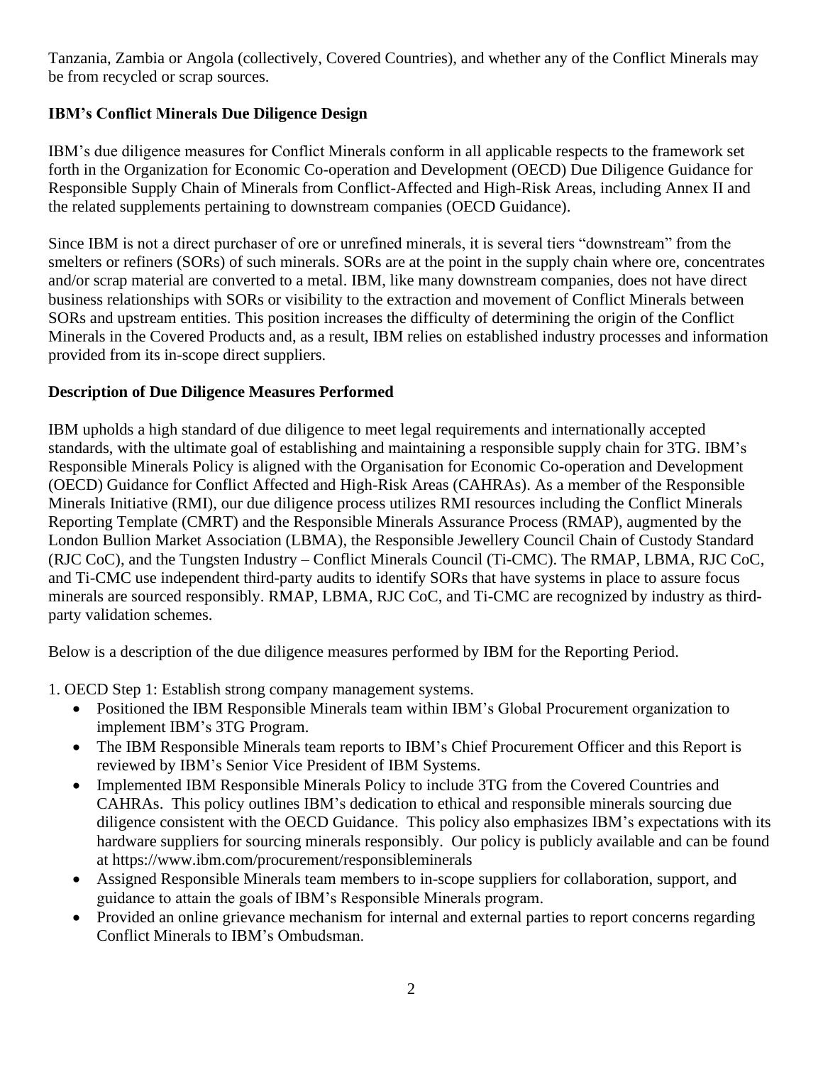Tanzania, Zambia or Angola (collectively, Covered Countries), and whether any of the Conflict Minerals may be from recycled or scrap sources.

## IBM's Conflict Minerals Due Diligence Design

IBM's due diligence measures for Conflict Minerals conform in all applicable respects to the framework set forth in the Organization for Economic Co-operation and Development (OECD) Due Diligence Guidance for Responsible Supply Chain of Minerals from Conflict-Affected and High-Risk Areas, including Annex II and the related supplements pertaining to downstream companies (OECD Guidance).

Since IBM is not a direct purchaser of ore or unrefined minerals, it is several tiers "downstream" from the smelters or refiners (SORs) of such minerals. SORs are at the point in the supply chain where ore, concentrates and/or scrap material are converted to a metal. IBM, like many downstream companies, does not have direct business relationships with SORs or visibility to the extraction and movement of Conflict Minerals between SORs and upstream entities. This position increases the difficulty of determining the origin of the Conflict Minerals in the Covered Products and, as a result, IBM relies on established industry processes and information provided from its in-scope direct suppliers.

## Description of Due Diligence Measures Performed

IBM upholds a high standard of due diligence to meet legal requirements and internationally accepted standards, with the ultimate goal of establishing and maintaining a responsible supply chain for 3TG. IBM's Responsible Minerals Policy is aligned with the Organisation for Economic Co-operation and Development (OECD) Guidance for Conflict Affected and High-Risk Areas (CAHRAs). As a member of the Responsible Minerals Initiative (RMI), our due diligence process utilizes RMI resources including the Conflict Minerals Reporting Template (CMRT) and the Responsible Minerals Assurance Process (RMAP), augmented by the London Bullion Market Association (LBMA), the Responsible Jewellery Council Chain of Custody Standard (RJC CoC), and the Tungsten Industry – Conflict Minerals Council (Ti-CMC). The RMAP, LBMA, RJC CoC, and Ti-CMC use independent third-party audits to identify SORs that have systems in place to assure focus minerals are sourced responsibly. RMAP, LBMA, RJC CoC, and Ti-CMC are recognized by industry as third-party validation schemes.

Below is a description of the due diligence measures performed by IBM for the Reporting Period.

1. OECD Step 1: Establish strong company management systems.
   - Positioned the IBM Responsible Minerals team within IBM's Global Procurement organization to implement IBM's 3TG Program.
   - The IBM Responsible Minerals team reports to IBM's Chief Procurement Officer and this Report is reviewed by IBM's Senior Vice President of IBM Systems.
   - Implemented IBM Responsible Minerals Policy to include 3TG from the Covered Countries and CAHRAs. This policy outlines IBM's dedication to ethical and responsible minerals sourcing due diligence consistent with the OECD Guidance. This policy also emphasizes IBM's expectations with its hardware suppliers for sourcing minerals responsibly. Our policy is publicly available and can be found at https://www.ibm.com/procurement/responsibleminerals
   - Assigned Responsible Minerals team members to in-scope suppliers for collaboration, support, and guidance to attain the goals of IBM's Responsible Minerals program.
   - Provided an online grievance mechanism for internal and external parties to report concerns regarding Conflict Minerals to IBM's Ombudsman.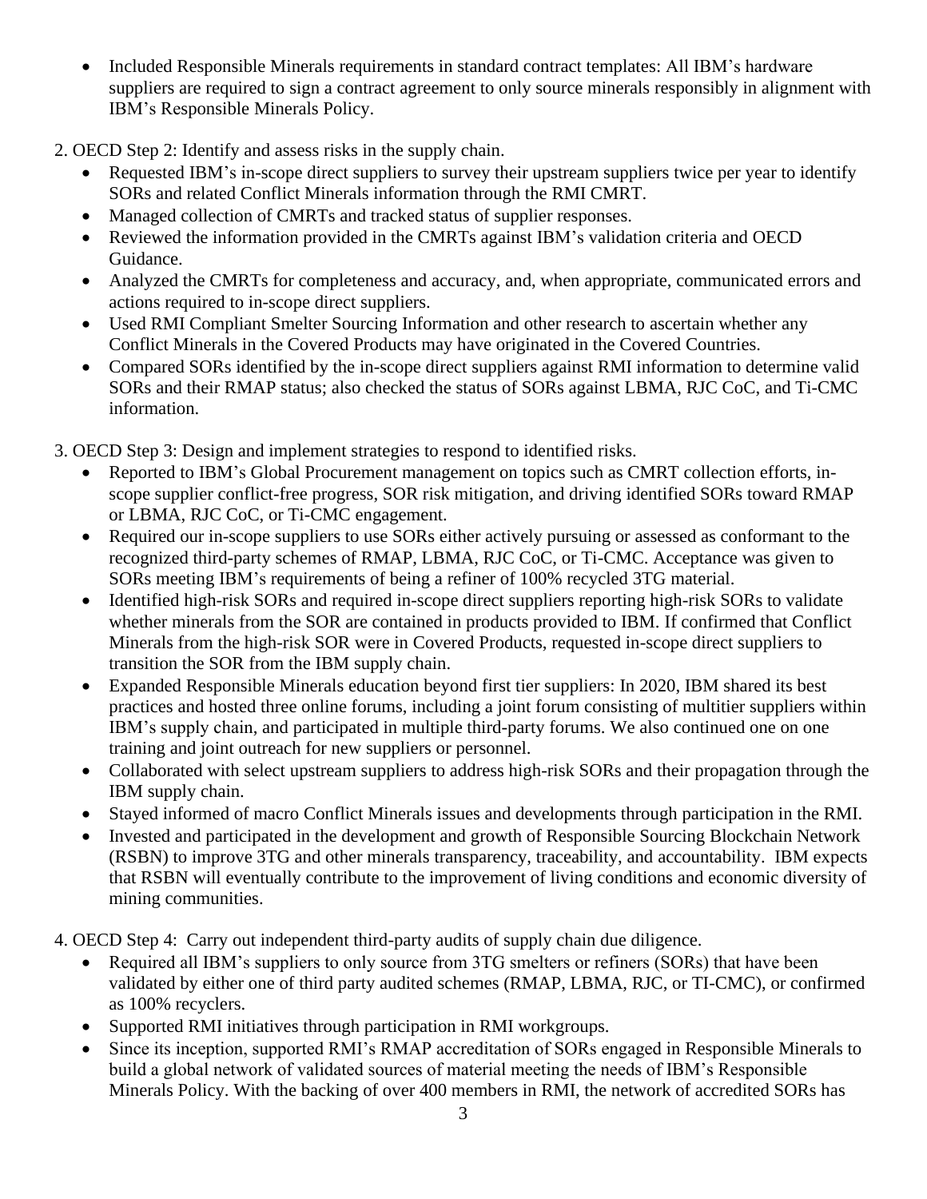- Included Responsible Minerals requirements in standard contract templates: All IBM's hardware suppliers are required to sign a contract agreement to only source minerals responsibly in alignment with IBM's Responsible Minerals Policy.

2. OECD Step 2: Identify and assess risks in the supply chain.
   - Requested IBM's in-scope direct suppliers to survey their upstream suppliers twice per year to identify SORs and related Conflict Minerals information through the RMI CMRT.
   - Managed collection of CMRTs and tracked status of supplier responses.
   - Reviewed the information provided in the CMRTs against IBM's validation criteria and OECD Guidance.
   - Analyzed the CMRTs for completeness and accuracy, and, when appropriate, communicated errors and actions required to in-scope direct suppliers.
   - Used RMI Compliant Smelter Sourcing Information and other research to ascertain whether any Conflict Minerals in the Covered Products may have originated in the Covered Countries.
   - Compared SORs identified by the in-scope direct suppliers against RMI information to determine valid SORs and their RMAP status; also checked the status of SORs against LBMA, RJC CoC, and Ti-CMC information.

3. OECD Step 3: Design and implement strategies to respond to identified risks.
   - Reported to IBM's Global Procurement management on topics such as CMRT collection efforts, in-scope supplier conflict-free progress, SOR risk mitigation, and driving identified SORs toward RMAP or LBMA, RJC CoC, or Ti-CMC engagement.
   - Required our in-scope suppliers to use SORs either actively pursuing or assessed as conformant to the recognized third-party schemes of RMAP, LBMA, RJC CoC, or Ti-CMC. Acceptance was given to SORs meeting IBM's requirements of being a refiner of 100% recycled 3TG material.
   - Identified high-risk SORs and required in-scope direct suppliers reporting high-risk SORs to validate whether minerals from the SOR are contained in products provided to IBM. If confirmed that Conflict Minerals from the high-risk SOR were in Covered Products, requested in-scope direct suppliers to transition the SOR from the IBM supply chain.
   - Expanded Responsible Minerals education beyond first tier suppliers: In 2020, IBM shared its best practices and hosted three online forums, including a joint forum consisting of multitier suppliers within IBM's supply chain, and participated in multiple third-party forums. We also continued one on one training and joint outreach for new suppliers or personnel.
   - Collaborated with select upstream suppliers to address high-risk SORs and their propagation through the IBM supply chain.
   - Stayed informed of macro Conflict Minerals issues and developments through participation in the RMI.
   - Invested and participated in the development and growth of Responsible Sourcing Blockchain Network (RSBN) to improve 3TG and other minerals transparency, traceability, and accountability. IBM expects that RSBN will eventually contribute to the improvement of living conditions and economic diversity of mining communities.

4. OECD Step 4: Carry out independent third-party audits of supply chain due diligence.
   - Required all IBM's suppliers to only source from 3TG smelters or refiners (SORs) that have been validated by either one of third party audited schemes (RMAP, LBMA, RJC, or TI-CMC), or confirmed as 100% recyclers.
   - Supported RMI initiatives through participation in RMI workgroups.
   - Since its inception, supported RMI's RMAP accreditation of SORs engaged in Responsible Minerals to build a global network of validated sources of material meeting the needs of IBM's Responsible Minerals Policy. With the backing of over 400 members in RMI, the network of accredited SORs has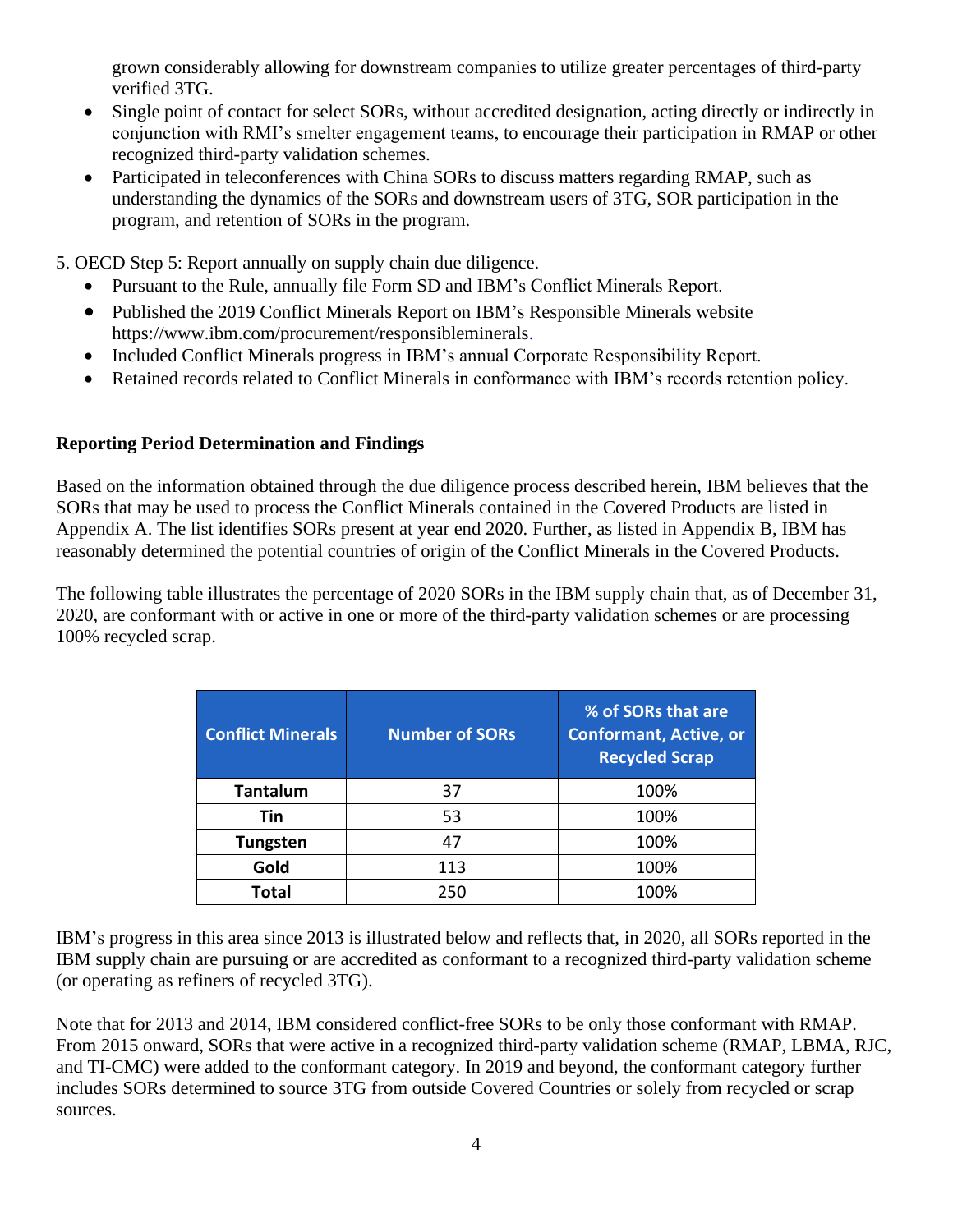grown considerably allowing for downstream companies to utilize greater percentages of third-party verified 3TG.

- Single point of contact for select SORs, without accredited designation, acting directly or indirectly in conjunction with RMI's smelter engagement teams, to encourage their participation in RMAP or other recognized third-party validation schemes.
- Participated in teleconferences with China SORs to discuss matters regarding RMAP, such as understanding the dynamics of the SORs and downstream users of 3TG, SOR participation in the program, and retention of SORs in the program.

5. OECD Step 5: Report annually on supply chain due diligence.

- Pursuant to the Rule, annually file Form SD and IBM's Conflict Minerals Report.
- Published the 2019 Conflict Minerals Report on IBM's Responsible Minerals website https://www.ibm.com/procurement/responsibleminerals.
- Included Conflict Minerals progress in IBM's annual Corporate Responsibility Report.
- Retained records related to Conflict Minerals in conformance with IBM's records retention policy.

**Reporting Period Determination and Findings**

Based on the information obtained through the due diligence process described herein, IBM believes that the SORs that may be used to process the Conflict Minerals contained in the Covered Products are listed in Appendix A. The list identifies SORs present at year end 2020. Further, as listed in Appendix B, IBM has reasonably determined the potential countries of origin of the Conflict Minerals in the Covered Products.

The following table illustrates the percentage of 2020 SORs in the IBM supply chain that, as of December 31, 2020, are conformant with or active in one or more of the third-party validation schemes or are processing 100% recycled scrap.

| Conflict Minerals | Number of SORs | % of SORs that are Conformant, Active, or Recycled Scrap |
|---|---|---|
| **Tantalum** | 37 | 100% |
| **Tin** | 53 | 100% |
| **Tungsten** | 47 | 100% |
| **Gold** | 113 | 100% |
| **Total** | 250 | 100% |

IBM's progress in this area since 2013 is illustrated below and reflects that, in 2020, all SORs reported in the IBM supply chain are pursuing or are accredited as conformant to a recognized third-party validation scheme (or operating as refiners of recycled 3TG).

Note that for 2013 and 2014, IBM considered conflict-free SORs to be only those conformant with RMAP. From 2015 onward, SORs that were active in a recognized third-party validation scheme (RMAP, LBMA, RJC, and TI-CMC) were added to the conformant category. In 2019 and beyond, the conformant category further includes SORs determined to source 3TG from outside Covered Countries or solely from recycled or scrap sources.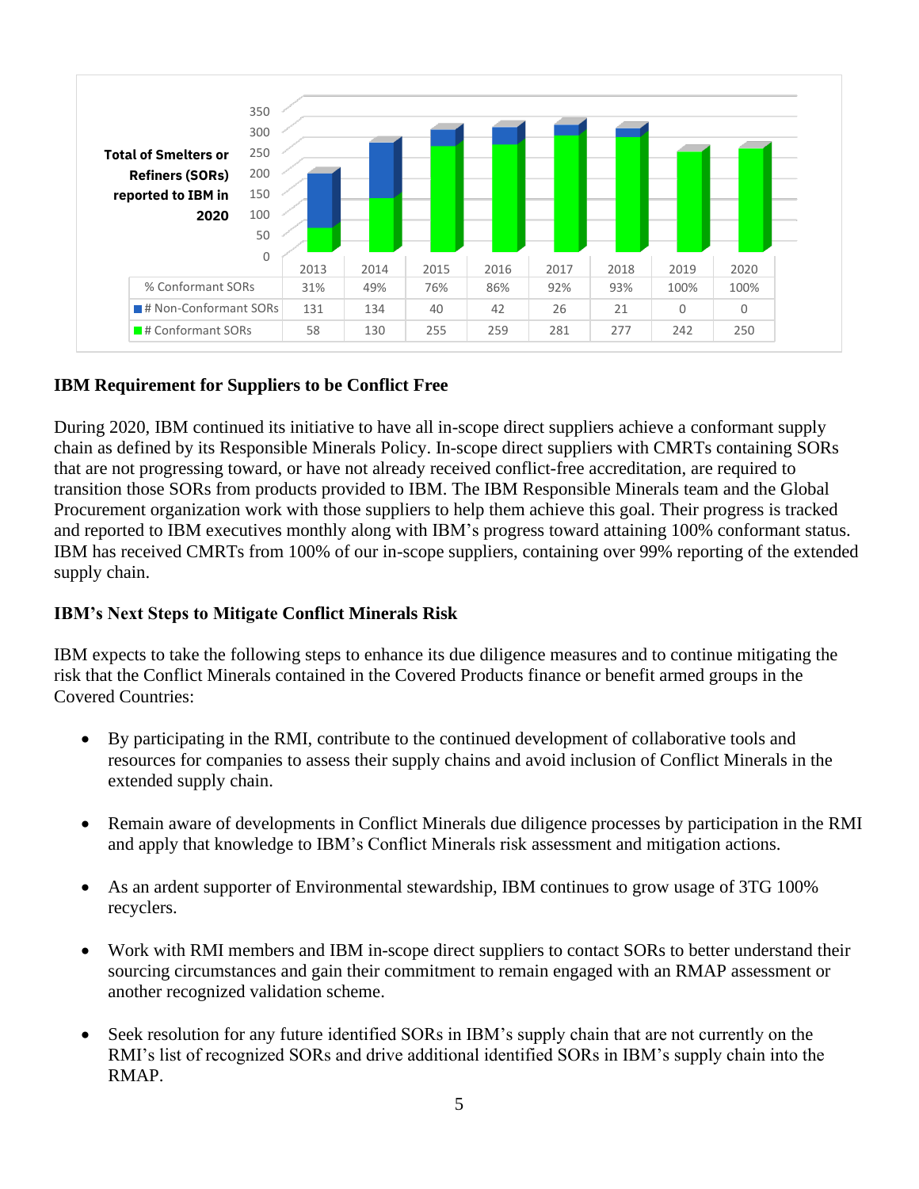**Total of Smelters or Refiners (SORs) reported to IBM in 2020**

| | 2013 | 2014 | 2015 | 2016 | 2017 | 2018 | 2019 | 2020 |
|---|---|---|---|---|---|---|---|---|
| % Conformant SORs | 31% | 49% | 76% | 86% | 92% | 93% | 100% | 100% |
| # Non-Conformant SORs | 131 | 134 | 40 | 42 | 26 | 21 | 0 | 0 |
| # Conformant SORs | 58 | 130 | 255 | 259 | 281 | 277 | 242 | 250 |

### IBM Requirement for Suppliers to be Conflict Free

During 2020, IBM continued its initiative to have all in-scope direct suppliers achieve a conformant supply chain as defined by its Responsible Minerals Policy. In-scope direct suppliers with CMRTs containing SORs that are not progressing toward, or have not already received conflict-free accreditation, are required to transition those SORs from products provided to IBM. The IBM Responsible Minerals team and the Global Procurement organization work with those suppliers to help them achieve this goal. Their progress is tracked and reported to IBM executives monthly along with IBM's progress toward attaining 100% conformant status. IBM has received CMRTs from 100% of our in-scope suppliers, containing over 99% reporting of the extended supply chain.

### IBM's Next Steps to Mitigate Conflict Minerals Risk

IBM expects to take the following steps to enhance its due diligence measures and to continue mitigating the risk that the Conflict Minerals contained in the Covered Products finance or benefit armed groups in the Covered Countries:

- By participating in the RMI, contribute to the continued development of collaborative tools and resources for companies to assess their supply chains and avoid inclusion of Conflict Minerals in the extended supply chain.
- Remain aware of developments in Conflict Minerals due diligence processes by participation in the RMI and apply that knowledge to IBM's Conflict Minerals risk assessment and mitigation actions.
- As an ardent supporter of Environmental stewardship, IBM continues to grow usage of 3TG 100% recyclers.
- Work with RMI members and IBM in-scope direct suppliers to contact SORs to better understand their sourcing circumstances and gain their commitment to remain engaged with an RMAP assessment or another recognized validation scheme.
- Seek resolution for any future identified SORs in IBM's supply chain that are not currently on the RMI's list of recognized SORs and drive additional identified SORs in IBM's supply chain into the RMAP.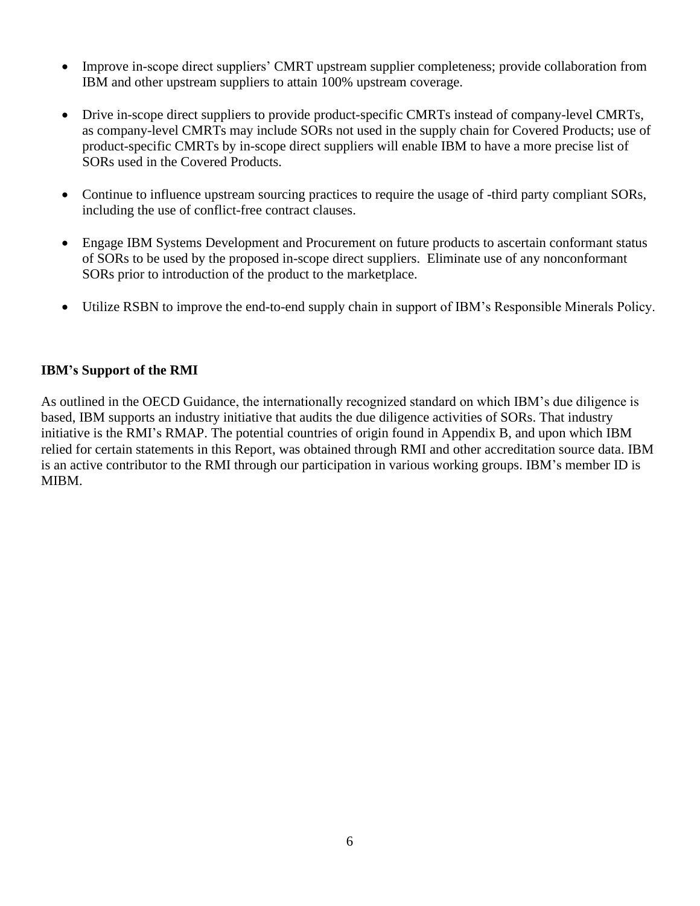- Improve in-scope direct suppliers' CMRT upstream supplier completeness; provide collaboration from IBM and other upstream suppliers to attain 100% upstream coverage.

- Drive in-scope direct suppliers to provide product-specific CMRTs instead of company-level CMRTs, as company-level CMRTs may include SORs not used in the supply chain for Covered Products; use of product-specific CMRTs by in-scope direct suppliers will enable IBM to have a more precise list of SORs used in the Covered Products.

- Continue to influence upstream sourcing practices to require the usage of -third party compliant SORs, including the use of conflict-free contract clauses.

- Engage IBM Systems Development and Procurement on future products to ascertain conformant status of SORs to be used by the proposed in-scope direct suppliers. Eliminate use of any nonconformant SORs prior to introduction of the product to the marketplace.

- Utilize RSBN to improve the end-to-end supply chain in support of IBM's Responsible Minerals Policy.

**IBM's Support of the RMI**

As outlined in the OECD Guidance, the internationally recognized standard on which IBM's due diligence is based, IBM supports an industry initiative that audits the due diligence activities of SORs. That industry initiative is the RMI's RMAP. The potential countries of origin found in Appendix B, and upon which IBM relied for certain statements in this Report, was obtained through RMI and other accreditation source data. IBM is an active contributor to the RMI through our participation in various working groups. IBM's member ID is MIBM.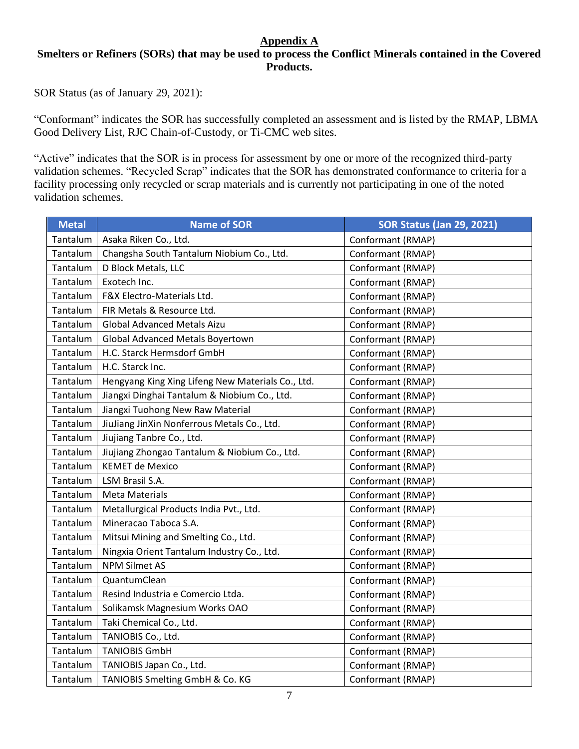## Appendix A

**Smelters or Refiners (SORs) that may be used to process the Conflict Minerals contained in the Covered Products.**

SOR Status (as of January 29, 2021):

"Conformant" indicates the SOR has successfully completed an assessment and is listed by the RMAP, LBMA Good Delivery List, RJC Chain-of-Custody, or Ti-CMC web sites.

"Active" indicates that the SOR is in process for assessment by one or more of the recognized third-party validation schemes. "Recycled Scrap" indicates that the SOR has demonstrated conformance to criteria for a facility processing only recycled or scrap materials and is currently not participating in one of the noted validation schemes.

| Metal | Name of SOR | SOR Status (Jan 29, 2021) |
|---|---|---|
| Tantalum | Asaka Riken Co., Ltd. | Conformant (RMAP) |
| Tantalum | Changsha South Tantalum Niobium Co., Ltd. | Conformant (RMAP) |
| Tantalum | D Block Metals, LLC | Conformant (RMAP) |
| Tantalum | Exotech Inc. | Conformant (RMAP) |
| Tantalum | F&X Electro-Materials Ltd. | Conformant (RMAP) |
| Tantalum | FIR Metals & Resource Ltd. | Conformant (RMAP) |
| Tantalum | Global Advanced Metals Aizu | Conformant (RMAP) |
| Tantalum | Global Advanced Metals Boyertown | Conformant (RMAP) |
| Tantalum | H.C. Starck Hermsdorf GmbH | Conformant (RMAP) |
| Tantalum | H.C. Starck Inc. | Conformant (RMAP) |
| Tantalum | Hengyang King Xing Lifeng New Materials Co., Ltd. | Conformant (RMAP) |
| Tantalum | Jiangxi Dinghai Tantalum & Niobium Co., Ltd. | Conformant (RMAP) |
| Tantalum | Jiangxi Tuohong New Raw Material | Conformant (RMAP) |
| Tantalum | JiuJiang JinXin Nonferrous Metals Co., Ltd. | Conformant (RMAP) |
| Tantalum | Jiujiang Tanbre Co., Ltd. | Conformant (RMAP) |
| Tantalum | Jiujiang Zhongao Tantalum & Niobium Co., Ltd. | Conformant (RMAP) |
| Tantalum | KEMET de Mexico | Conformant (RMAP) |
| Tantalum | LSM Brasil S.A. | Conformant (RMAP) |
| Tantalum | Meta Materials | Conformant (RMAP) |
| Tantalum | Metallurgical Products India Pvt., Ltd. | Conformant (RMAP) |
| Tantalum | Mineracao Taboca S.A. | Conformant (RMAP) |
| Tantalum | Mitsui Mining and Smelting Co., Ltd. | Conformant (RMAP) |
| Tantalum | Ningxia Orient Tantalum Industry Co., Ltd. | Conformant (RMAP) |
| Tantalum | NPM Silmet AS | Conformant (RMAP) |
| Tantalum | QuantumClean | Conformant (RMAP) |
| Tantalum | Resind Industria e Comercio Ltda. | Conformant (RMAP) |
| Tantalum | Solikamsk Magnesium Works OAO | Conformant (RMAP) |
| Tantalum | Taki Chemical Co., Ltd. | Conformant (RMAP) |
| Tantalum | TANIOBIS Co., Ltd. | Conformant (RMAP) |
| Tantalum | TANIOBIS GmbH | Conformant (RMAP) |
| Tantalum | TANIOBIS Japan Co., Ltd. | Conformant (RMAP) |
| Tantalum | TANIOBIS Smelting GmbH & Co. KG | Conformant (RMAP) |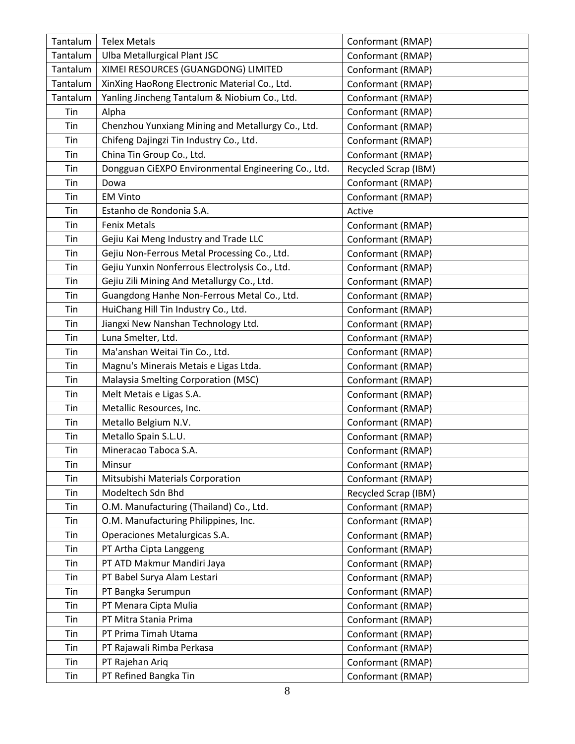| Tantalum | Telex Metals | Conformant (RMAP) |
|---|---|---|
| Tantalum | Ulba Metallurgical Plant JSC | Conformant (RMAP) |
| Tantalum | XIMEI RESOURCES (GUANGDONG) LIMITED | Conformant (RMAP) |
| Tantalum | XinXing HaoRong Electronic Material Co., Ltd. | Conformant (RMAP) |
| Tantalum | Yanling Jincheng Tantalum & Niobium Co., Ltd. | Conformant (RMAP) |
| Tin | Alpha | Conformant (RMAP) |
| Tin | Chenzhou Yunxiang Mining and Metallurgy Co., Ltd. | Conformant (RMAP) |
| Tin | Chifeng Dajingzi Tin Industry Co., Ltd. | Conformant (RMAP) |
| Tin | China Tin Group Co., Ltd. | Conformant (RMAP) |
| Tin | Dongguan CiEXPO Environmental Engineering Co., Ltd. | Recycled Scrap (IBM) |
| Tin | Dowa | Conformant (RMAP) |
| Tin | EM Vinto | Conformant (RMAP) |
| Tin | Estanho de Rondonia S.A. | Active |
| Tin | Fenix Metals | Conformant (RMAP) |
| Tin | Gejiu Kai Meng Industry and Trade LLC | Conformant (RMAP) |
| Tin | Gejiu Non-Ferrous Metal Processing Co., Ltd. | Conformant (RMAP) |
| Tin | Gejiu Yunxin Nonferrous Electrolysis Co., Ltd. | Conformant (RMAP) |
| Tin | Gejiu Zili Mining And Metallurgy Co., Ltd. | Conformant (RMAP) |
| Tin | Guangdong Hanhe Non-Ferrous Metal Co., Ltd. | Conformant (RMAP) |
| Tin | HuiChang Hill Tin Industry Co., Ltd. | Conformant (RMAP) |
| Tin | Jiangxi New Nanshan Technology Ltd. | Conformant (RMAP) |
| Tin | Luna Smelter, Ltd. | Conformant (RMAP) |
| Tin | Ma'anshan Weitai Tin Co., Ltd. | Conformant (RMAP) |
| Tin | Magnu's Minerais Metais e Ligas Ltda. | Conformant (RMAP) |
| Tin | Malaysia Smelting Corporation (MSC) | Conformant (RMAP) |
| Tin | Melt Metais e Ligas S.A. | Conformant (RMAP) |
| Tin | Metallic Resources, Inc. | Conformant (RMAP) |
| Tin | Metallo Belgium N.V. | Conformant (RMAP) |
| Tin | Metallo Spain S.L.U. | Conformant (RMAP) |
| Tin | Mineracao Taboca S.A. | Conformant (RMAP) |
| Tin | Minsur | Conformant (RMAP) |
| Tin | Mitsubishi Materials Corporation | Conformant (RMAP) |
| Tin | Modeltech Sdn Bhd | Recycled Scrap (IBM) |
| Tin | O.M. Manufacturing (Thailand) Co., Ltd. | Conformant (RMAP) |
| Tin | O.M. Manufacturing Philippines, Inc. | Conformant (RMAP) |
| Tin | Operaciones Metalurgicas S.A. | Conformant (RMAP) |
| Tin | PT Artha Cipta Langgeng | Conformant (RMAP) |
| Tin | PT ATD Makmur Mandiri Jaya | Conformant (RMAP) |
| Tin | PT Babel Surya Alam Lestari | Conformant (RMAP) |
| Tin | PT Bangka Serumpun | Conformant (RMAP) |
| Tin | PT Menara Cipta Mulia | Conformant (RMAP) |
| Tin | PT Mitra Stania Prima | Conformant (RMAP) |
| Tin | PT Prima Timah Utama | Conformant (RMAP) |
| Tin | PT Rajawali Rimba Perkasa | Conformant (RMAP) |
| Tin | PT Rajehan Ariq | Conformant (RMAP) |
| Tin | PT Refined Bangka Tin | Conformant (RMAP) |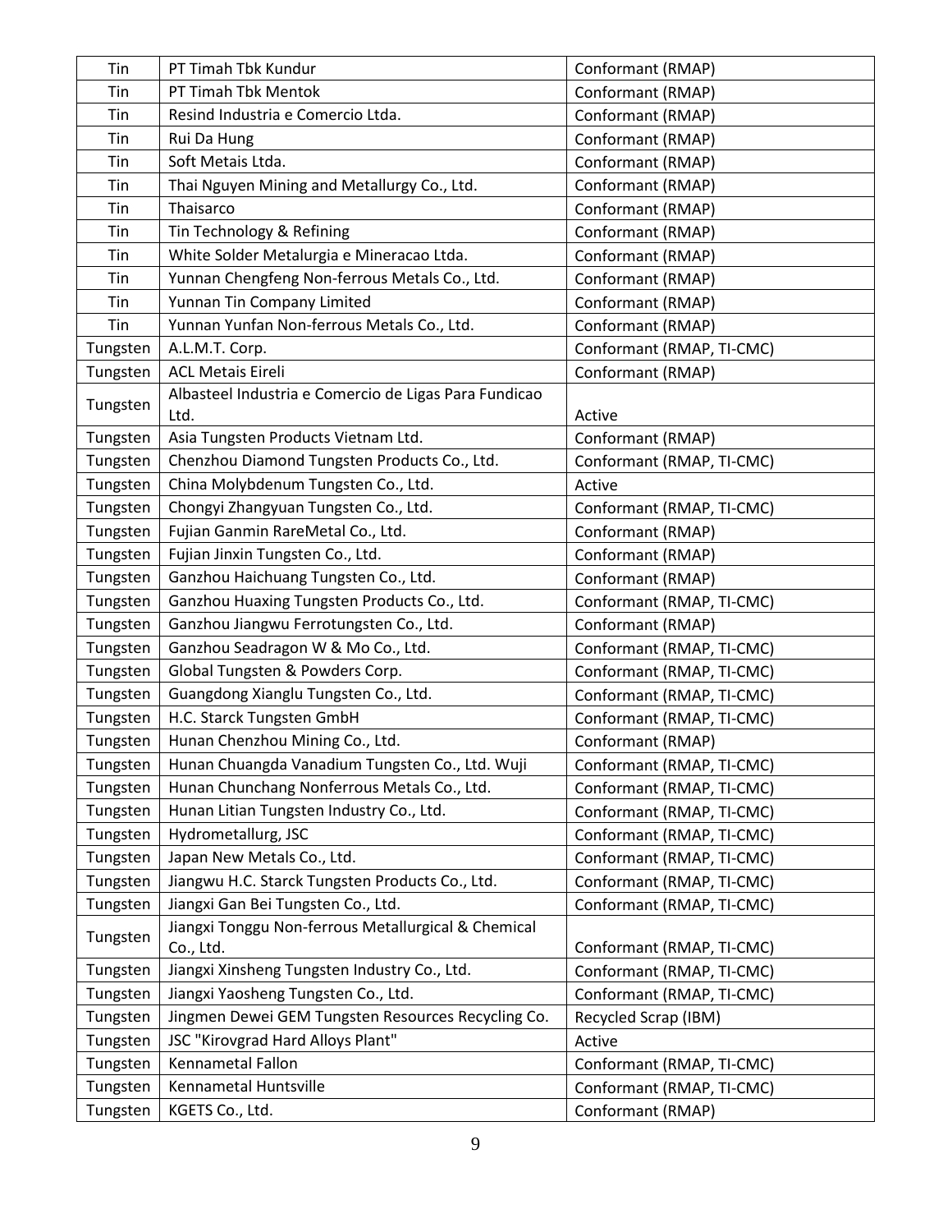| Tin | PT Timah Tbk Kundur | Conformant (RMAP) |
|---|---|---|
| Tin | PT Timah Tbk Mentok | Conformant (RMAP) |
| Tin | Resind Industria e Comercio Ltda. | Conformant (RMAP) |
| Tin | Rui Da Hung | Conformant (RMAP) |
| Tin | Soft Metais Ltda. | Conformant (RMAP) |
| Tin | Thai Nguyen Mining and Metallurgy Co., Ltd. | Conformant (RMAP) |
| Tin | Thaisarco | Conformant (RMAP) |
| Tin | Tin Technology & Refining | Conformant (RMAP) |
| Tin | White Solder Metalurgia e Mineracao Ltda. | Conformant (RMAP) |
| Tin | Yunnan Chengfeng Non-ferrous Metals Co., Ltd. | Conformant (RMAP) |
| Tin | Yunnan Tin Company Limited | Conformant (RMAP) |
| Tin | Yunnan Yunfan Non-ferrous Metals Co., Ltd. | Conformant (RMAP) |
| Tungsten | A.L.M.T. Corp. | Conformant (RMAP, TI-CMC) |
| Tungsten | ACL Metais Eireli | Conformant (RMAP) |
| Tungsten | Albasteel Industria e Comercio de Ligas Para Fundicao Ltd. | Active |
| Tungsten | Asia Tungsten Products Vietnam Ltd. | Conformant (RMAP) |
| Tungsten | Chenzhou Diamond Tungsten Products Co., Ltd. | Conformant (RMAP, TI-CMC) |
| Tungsten | China Molybdenum Tungsten Co., Ltd. | Active |
| Tungsten | Chongyi Zhangyuan Tungsten Co., Ltd. | Conformant (RMAP, TI-CMC) |
| Tungsten | Fujian Ganmin RareMetal Co., Ltd. | Conformant (RMAP) |
| Tungsten | Fujian Jinxin Tungsten Co., Ltd. | Conformant (RMAP) |
| Tungsten | Ganzhou Haichuang Tungsten Co., Ltd. | Conformant (RMAP) |
| Tungsten | Ganzhou Huaxing Tungsten Products Co., Ltd. | Conformant (RMAP, TI-CMC) |
| Tungsten | Ganzhou Jiangwu Ferrotungsten Co., Ltd. | Conformant (RMAP) |
| Tungsten | Ganzhou Seadragon W & Mo Co., Ltd. | Conformant (RMAP, TI-CMC) |
| Tungsten | Global Tungsten & Powders Corp. | Conformant (RMAP, TI-CMC) |
| Tungsten | Guangdong Xianglu Tungsten Co., Ltd. | Conformant (RMAP, TI-CMC) |
| Tungsten | H.C. Starck Tungsten GmbH | Conformant (RMAP, TI-CMC) |
| Tungsten | Hunan Chenzhou Mining Co., Ltd. | Conformant (RMAP) |
| Tungsten | Hunan Chuangda Vanadium Tungsten Co., Ltd. Wuji | Conformant (RMAP, TI-CMC) |
| Tungsten | Hunan Chunchang Nonferrous Metals Co., Ltd. | Conformant (RMAP, TI-CMC) |
| Tungsten | Hunan Litian Tungsten Industry Co., Ltd. | Conformant (RMAP, TI-CMC) |
| Tungsten | Hydrometallurg, JSC | Conformant (RMAP, TI-CMC) |
| Tungsten | Japan New Metals Co., Ltd. | Conformant (RMAP, TI-CMC) |
| Tungsten | Jiangwu H.C. Starck Tungsten Products Co., Ltd. | Conformant (RMAP, TI-CMC) |
| Tungsten | Jiangxi Gan Bei Tungsten Co., Ltd. | Conformant (RMAP, TI-CMC) |
| Tungsten | Jiangxi Tonggu Non-ferrous Metallurgical & Chemical Co., Ltd. | Conformant (RMAP, TI-CMC) |
| Tungsten | Jiangxi Xinsheng Tungsten Industry Co., Ltd. | Conformant (RMAP, TI-CMC) |
| Tungsten | Jiangxi Yaosheng Tungsten Co., Ltd. | Conformant (RMAP, TI-CMC) |
| Tungsten | Jingmen Dewei GEM Tungsten Resources Recycling Co. | Recycled Scrap (IBM) |
| Tungsten | JSC "Kirovgrad Hard Alloys Plant" | Active |
| Tungsten | Kennametal Fallon | Conformant (RMAP, TI-CMC) |
| Tungsten | Kennametal Huntsville | Conformant (RMAP, TI-CMC) |
| Tungsten | KGETS Co., Ltd. | Conformant (RMAP) |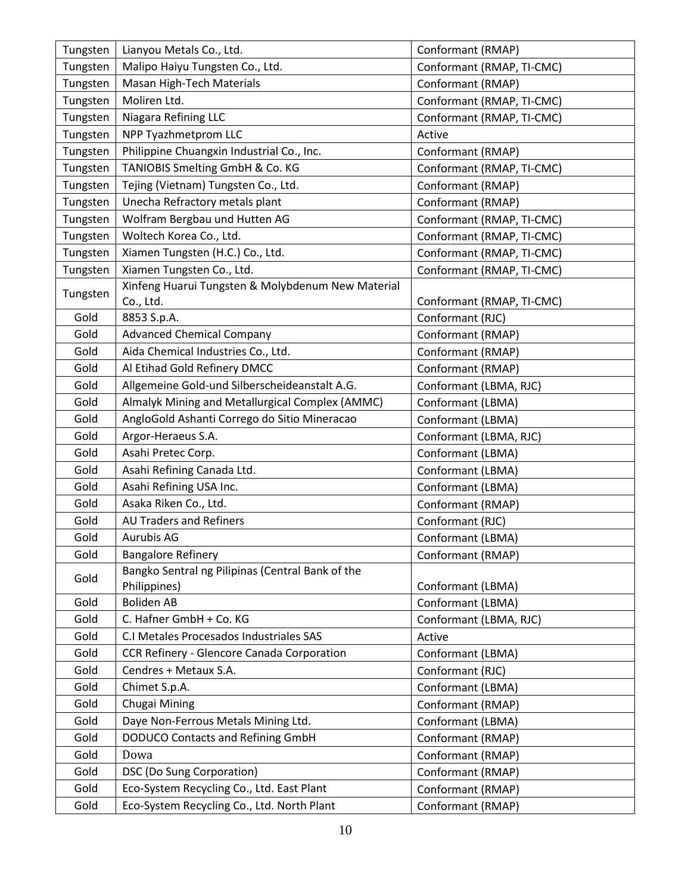| Tungsten | Lianyou Metals Co., Ltd. | Conformant (RMAP) |
|---|---|---|
| Tungsten | Malipo Haiyu Tungsten Co., Ltd. | Conformant (RMAP, TI-CMC) |
| Tungsten | Masan High-Tech Materials | Conformant (RMAP) |
| Tungsten | Moliren Ltd. | Conformant (RMAP, TI-CMC) |
| Tungsten | Niagara Refining LLC | Conformant (RMAP, TI-CMC) |
| Tungsten | NPP Tyazhmetprom LLC | Active |
| Tungsten | Philippine Chuangxin Industrial Co., Inc. | Conformant (RMAP) |
| Tungsten | TANIOBIS Smelting GmbH & Co. KG | Conformant (RMAP, TI-CMC) |
| Tungsten | Tejing (Vietnam) Tungsten Co., Ltd. | Conformant (RMAP) |
| Tungsten | Unecha Refractory metals plant | Conformant (RMAP) |
| Tungsten | Wolfram Bergbau und Hutten AG | Conformant (RMAP, TI-CMC) |
| Tungsten | Woltech Korea Co., Ltd. | Conformant (RMAP, TI-CMC) |
| Tungsten | Xiamen Tungsten (H.C.) Co., Ltd. | Conformant (RMAP, TI-CMC) |
| Tungsten | Xiamen Tungsten Co., Ltd. | Conformant (RMAP, TI-CMC) |
| Tungsten | Xinfeng Huarui Tungsten & Molybdenum New Material Co., Ltd. | Conformant (RMAP, TI-CMC) |
| Gold | 8853 S.p.A. | Conformant (RJC) |
| Gold | Advanced Chemical Company | Conformant (RMAP) |
| Gold | Aida Chemical Industries Co., Ltd. | Conformant (RMAP) |
| Gold | Al Etihad Gold Refinery DMCC | Conformant (RMAP) |
| Gold | Allgemeine Gold-und Silberscheideanstalt A.G. | Conformant (LBMA, RJC) |
| Gold | Almalyk Mining and Metallurgical Complex (AMMC) | Conformant (LBMA) |
| Gold | AngloGold Ashanti Corrego do Sitio Mineracao | Conformant (LBMA) |
| Gold | Argor-Heraeus S.A. | Conformant (LBMA, RJC) |
| Gold | Asahi Pretec Corp. | Conformant (LBMA) |
| Gold | Asahi Refining Canada Ltd. | Conformant (LBMA) |
| Gold | Asahi Refining USA Inc. | Conformant (LBMA) |
| Gold | Asaka Riken Co., Ltd. | Conformant (RMAP) |
| Gold | AU Traders and Refiners | Conformant (RJC) |
| Gold | Aurubis AG | Conformant (LBMA) |
| Gold | Bangalore Refinery | Conformant (RMAP) |
| Gold | Bangko Sentral ng Pilipinas (Central Bank of the Philippines) | Conformant (LBMA) |
| Gold | Boliden AB | Conformant (LBMA) |
| Gold | C. Hafner GmbH + Co. KG | Conformant (LBMA, RJC) |
| Gold | C.I Metales Procesados Industriales SAS | Active |
| Gold | CCR Refinery - Glencore Canada Corporation | Conformant (LBMA) |
| Gold | Cendres + Metaux S.A. | Conformant (RJC) |
| Gold | Chimet S.p.A. | Conformant (LBMA) |
| Gold | Chugai Mining | Conformant (RMAP) |
| Gold | Daye Non-Ferrous Metals Mining Ltd. | Conformant (LBMA) |
| Gold | DODUCO Contacts and Refining GmbH | Conformant (RMAP) |
| Gold | Dowa | Conformant (RMAP) |
| Gold | DSC (Do Sung Corporation) | Conformant (RMAP) |
| Gold | Eco-System Recycling Co., Ltd. East Plant | Conformant (RMAP) |
| Gold | Eco-System Recycling Co., Ltd. North Plant | Conformant (RMAP) |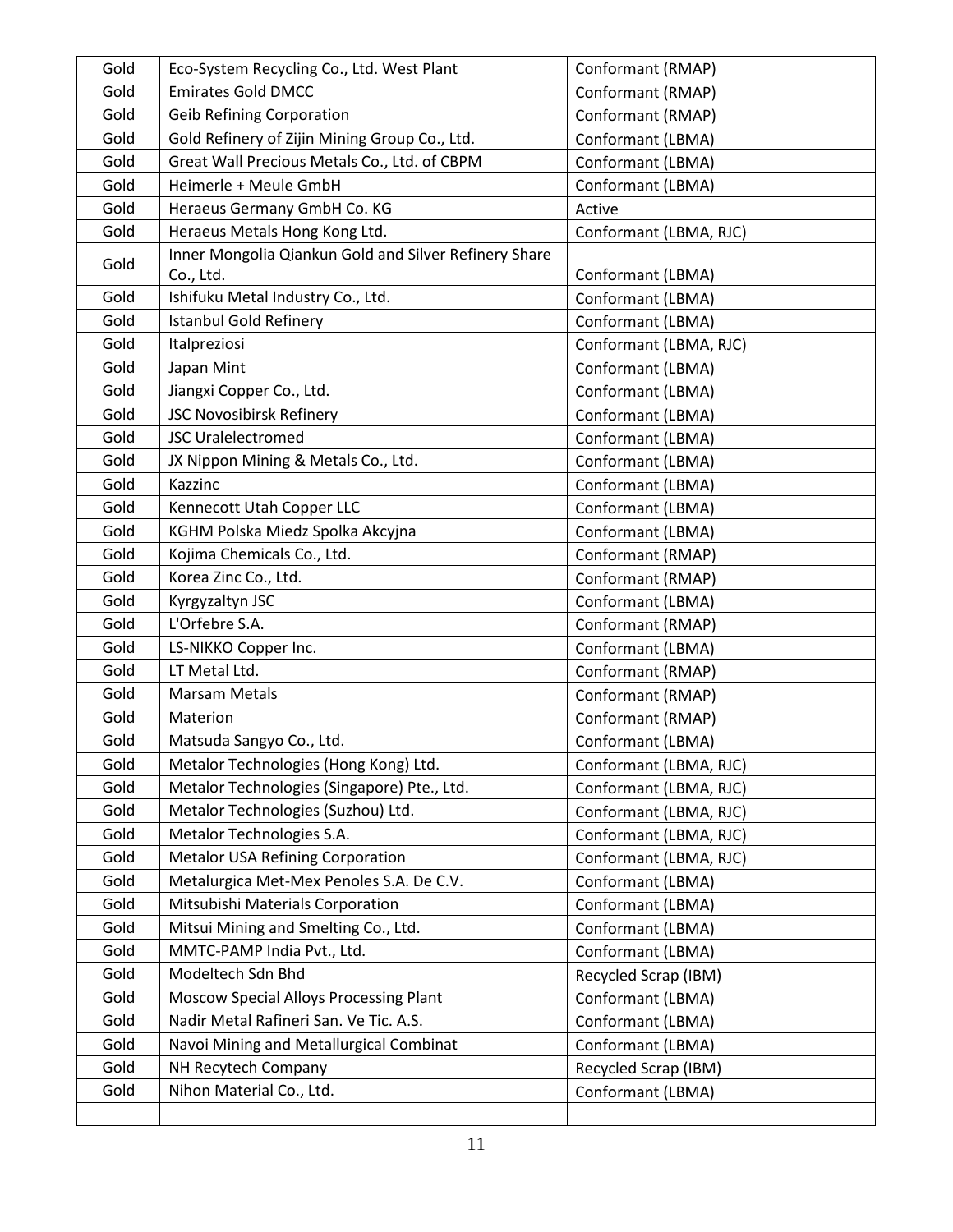| Gold | Eco-System Recycling Co., Ltd. West Plant | Conformant (RMAP) |
|---|---|---|
| Gold | Emirates Gold DMCC | Conformant (RMAP) |
| Gold | Geib Refining Corporation | Conformant (RMAP) |
| Gold | Gold Refinery of Zijin Mining Group Co., Ltd. | Conformant (LBMA) |
| Gold | Great Wall Precious Metals Co., Ltd. of CBPM | Conformant (LBMA) |
| Gold | Heimerle + Meule GmbH | Conformant (LBMA) |
| Gold | Heraeus Germany GmbH Co. KG | Active |
| Gold | Heraeus Metals Hong Kong Ltd. | Conformant (LBMA, RJC) |
| Gold | Inner Mongolia Qiankun Gold and Silver Refinery Share Co., Ltd. | Conformant (LBMA) |
| Gold | Ishifuku Metal Industry Co., Ltd. | Conformant (LBMA) |
| Gold | Istanbul Gold Refinery | Conformant (LBMA) |
| Gold | Italpreziosi | Conformant (LBMA, RJC) |
| Gold | Japan Mint | Conformant (LBMA) |
| Gold | Jiangxi Copper Co., Ltd. | Conformant (LBMA) |
| Gold | JSC Novosibirsk Refinery | Conformant (LBMA) |
| Gold | JSC Uralelectromed | Conformant (LBMA) |
| Gold | JX Nippon Mining & Metals Co., Ltd. | Conformant (LBMA) |
| Gold | Kazzinc | Conformant (LBMA) |
| Gold | Kennecott Utah Copper LLC | Conformant (LBMA) |
| Gold | KGHM Polska Miedz Spolka Akcyjna | Conformant (LBMA) |
| Gold | Kojima Chemicals Co., Ltd. | Conformant (RMAP) |
| Gold | Korea Zinc Co., Ltd. | Conformant (RMAP) |
| Gold | Kyrgyzaltyn JSC | Conformant (LBMA) |
| Gold | L'Orfebre S.A. | Conformant (RMAP) |
| Gold | LS-NIKKO Copper Inc. | Conformant (LBMA) |
| Gold | LT Metal Ltd. | Conformant (RMAP) |
| Gold | Marsam Metals | Conformant (RMAP) |
| Gold | Materion | Conformant (RMAP) |
| Gold | Matsuda Sangyo Co., Ltd. | Conformant (LBMA) |
| Gold | Metalor Technologies (Hong Kong) Ltd. | Conformant (LBMA, RJC) |
| Gold | Metalor Technologies (Singapore) Pte., Ltd. | Conformant (LBMA, RJC) |
| Gold | Metalor Technologies (Suzhou) Ltd. | Conformant (LBMA, RJC) |
| Gold | Metalor Technologies S.A. | Conformant (LBMA, RJC) |
| Gold | Metalor USA Refining Corporation | Conformant (LBMA, RJC) |
| Gold | Metalurgica Met-Mex Penoles S.A. De C.V. | Conformant (LBMA) |
| Gold | Mitsubishi Materials Corporation | Conformant (LBMA) |
| Gold | Mitsui Mining and Smelting Co., Ltd. | Conformant (LBMA) |
| Gold | MMTC-PAMP India Pvt., Ltd. | Conformant (LBMA) |
| Gold | Modeltech Sdn Bhd | Recycled Scrap (IBM) |
| Gold | Moscow Special Alloys Processing Plant | Conformant (LBMA) |
| Gold | Nadir Metal Rafineri San. Ve Tic. A.S. | Conformant (LBMA) |
| Gold | Navoi Mining and Metallurgical Combinat | Conformant (LBMA) |
| Gold | NH Recytech Company | Recycled Scrap (IBM) |
| Gold | Nihon Material Co., Ltd. | Conformant (LBMA) |
| | | |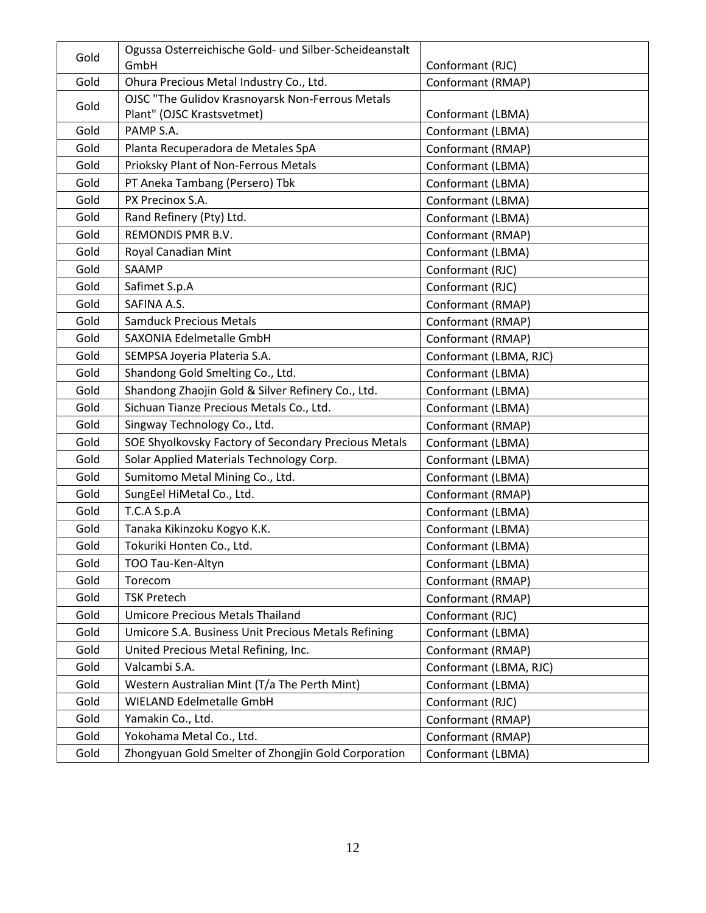| Gold | Ogussa Osterreichische Gold- und Silber-Scheideanstalt GmbH | Conformant (RJC) |
|---|---|---|
| Gold | Ohura Precious Metal Industry Co., Ltd. | Conformant (RMAP) |
| Gold | OJSC "The Gulidov Krasnoyarsk Non-Ferrous Metals Plant" (OJSC Krastsvetmet) | Conformant (LBMA) |
| Gold | PAMP S.A. | Conformant (LBMA) |
| Gold | Planta Recuperadora de Metales SpA | Conformant (RMAP) |
| Gold | Prioksky Plant of Non-Ferrous Metals | Conformant (LBMA) |
| Gold | PT Aneka Tambang (Persero) Tbk | Conformant (LBMA) |
| Gold | PX Precinox S.A. | Conformant (LBMA) |
| Gold | Rand Refinery (Pty) Ltd. | Conformant (LBMA) |
| Gold | REMONDIS PMR B.V. | Conformant (RMAP) |
| Gold | Royal Canadian Mint | Conformant (LBMA) |
| Gold | SAAMP | Conformant (RJC) |
| Gold | Safimet S.p.A | Conformant (RJC) |
| Gold | SAFINA A.S. | Conformant (RMAP) |
| Gold | Samduck Precious Metals | Conformant (RMAP) |
| Gold | SAXONIA Edelmetalle GmbH | Conformant (RMAP) |
| Gold | SEMPSA Joyeria Plateria S.A. | Conformant (LBMA, RJC) |
| Gold | Shandong Gold Smelting Co., Ltd. | Conformant (LBMA) |
| Gold | Shandong Zhaojin Gold & Silver Refinery Co., Ltd. | Conformant (LBMA) |
| Gold | Sichuan Tianze Precious Metals Co., Ltd. | Conformant (LBMA) |
| Gold | Singway Technology Co., Ltd. | Conformant (RMAP) |
| Gold | SOE Shyolkovsky Factory of Secondary Precious Metals | Conformant (LBMA) |
| Gold | Solar Applied Materials Technology Corp. | Conformant (LBMA) |
| Gold | Sumitomo Metal Mining Co., Ltd. | Conformant (LBMA) |
| Gold | SungEel HiMetal Co., Ltd. | Conformant (RMAP) |
| Gold | T.C.A S.p.A | Conformant (LBMA) |
| Gold | Tanaka Kikinzoku Kogyo K.K. | Conformant (LBMA) |
| Gold | Tokuriki Honten Co., Ltd. | Conformant (LBMA) |
| Gold | TOO Tau-Ken-Altyn | Conformant (LBMA) |
| Gold | Torecom | Conformant (RMAP) |
| Gold | TSK Pretech | Conformant (RMAP) |
| Gold | Umicore Precious Metals Thailand | Conformant (RJC) |
| Gold | Umicore S.A. Business Unit Precious Metals Refining | Conformant (LBMA) |
| Gold | United Precious Metal Refining, Inc. | Conformant (RMAP) |
| Gold | Valcambi S.A. | Conformant (LBMA, RJC) |
| Gold | Western Australian Mint (T/a The Perth Mint) | Conformant (LBMA) |
| Gold | WIELAND Edelmetalle GmbH | Conformant (RJC) |
| Gold | Yamakin Co., Ltd. | Conformant (RMAP) |
| Gold | Yokohama Metal Co., Ltd. | Conformant (RMAP) |
| Gold | Zhongyuan Gold Smelter of Zhongjin Gold Corporation | Conformant (LBMA) |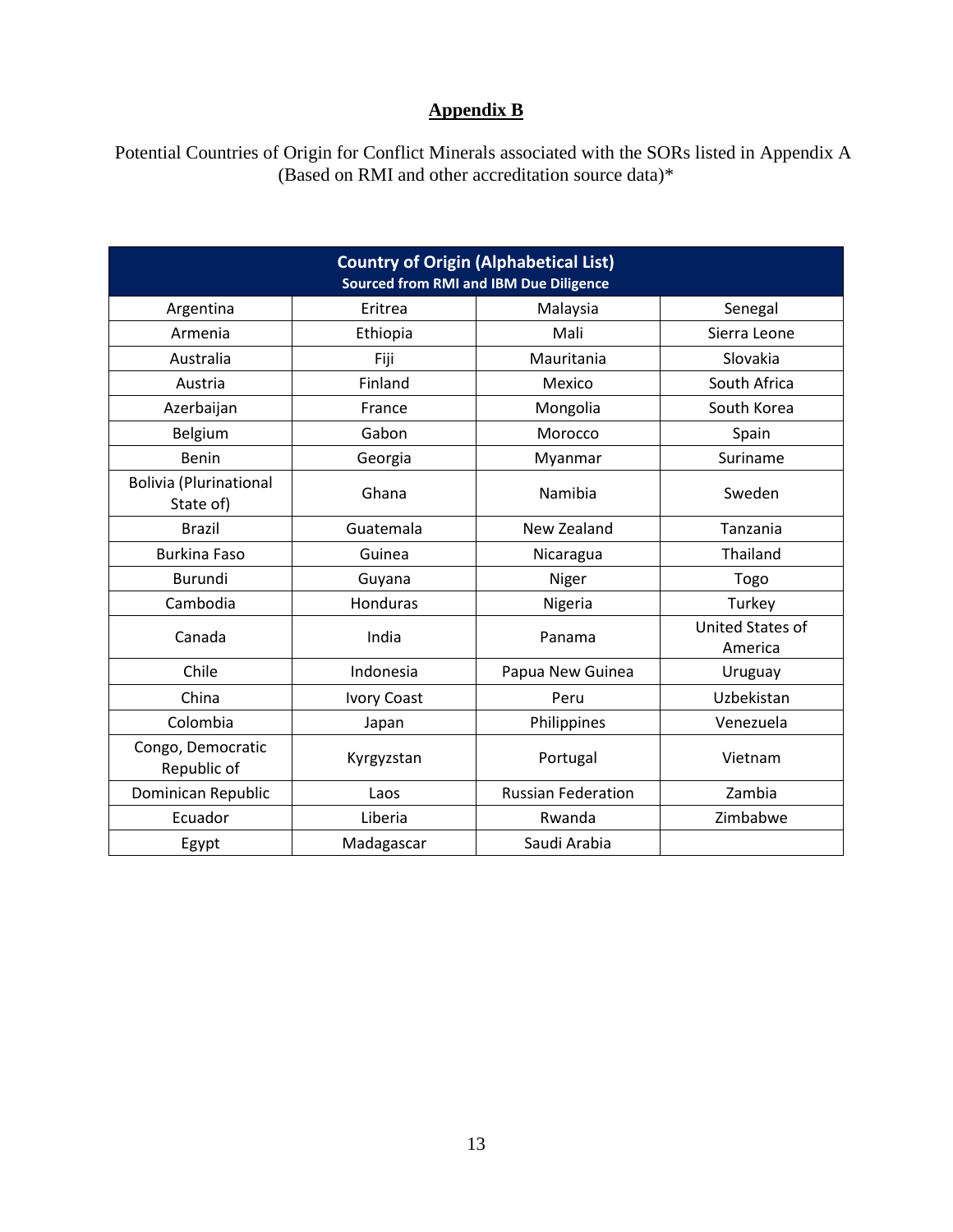# Appendix B

Potential Countries of Origin for Conflict Minerals associated with the SORs listed in Appendix A (Based on RMI and other accreditation source data)*

| Country of Origin (Alphabetical List) Sourced from RMI and IBM Due Diligence | | | |
|---|---|---|---|
| Argentina | Eritrea | Malaysia | Senegal |
| Armenia | Ethiopia | Mali | Sierra Leone |
| Australia | Fiji | Mauritania | Slovakia |
| Austria | Finland | Mexico | South Africa |
| Azerbaijan | France | Mongolia | South Korea |
| Belgium | Gabon | Morocco | Spain |
| Benin | Georgia | Myanmar | Suriname |
| Bolivia (Plurinational State of) | Ghana | Namibia | Sweden |
| Brazil | Guatemala | New Zealand | Tanzania |
| Burkina Faso | Guinea | Nicaragua | Thailand |
| Burundi | Guyana | Niger | Togo |
| Cambodia | Honduras | Nigeria | Turkey |
| Canada | India | Panama | United States of America |
| Chile | Indonesia | Papua New Guinea | Uruguay |
| China | Ivory Coast | Peru | Uzbekistan |
| Colombia | Japan | Philippines | Venezuela |
| Congo, Democratic Republic of | Kyrgyzstan | Portugal | Vietnam |
| Dominican Republic | Laos | Russian Federation | Zambia |
| Ecuador | Liberia | Rwanda | Zimbabwe |
| Egypt | Madagascar | Saudi Arabia | |